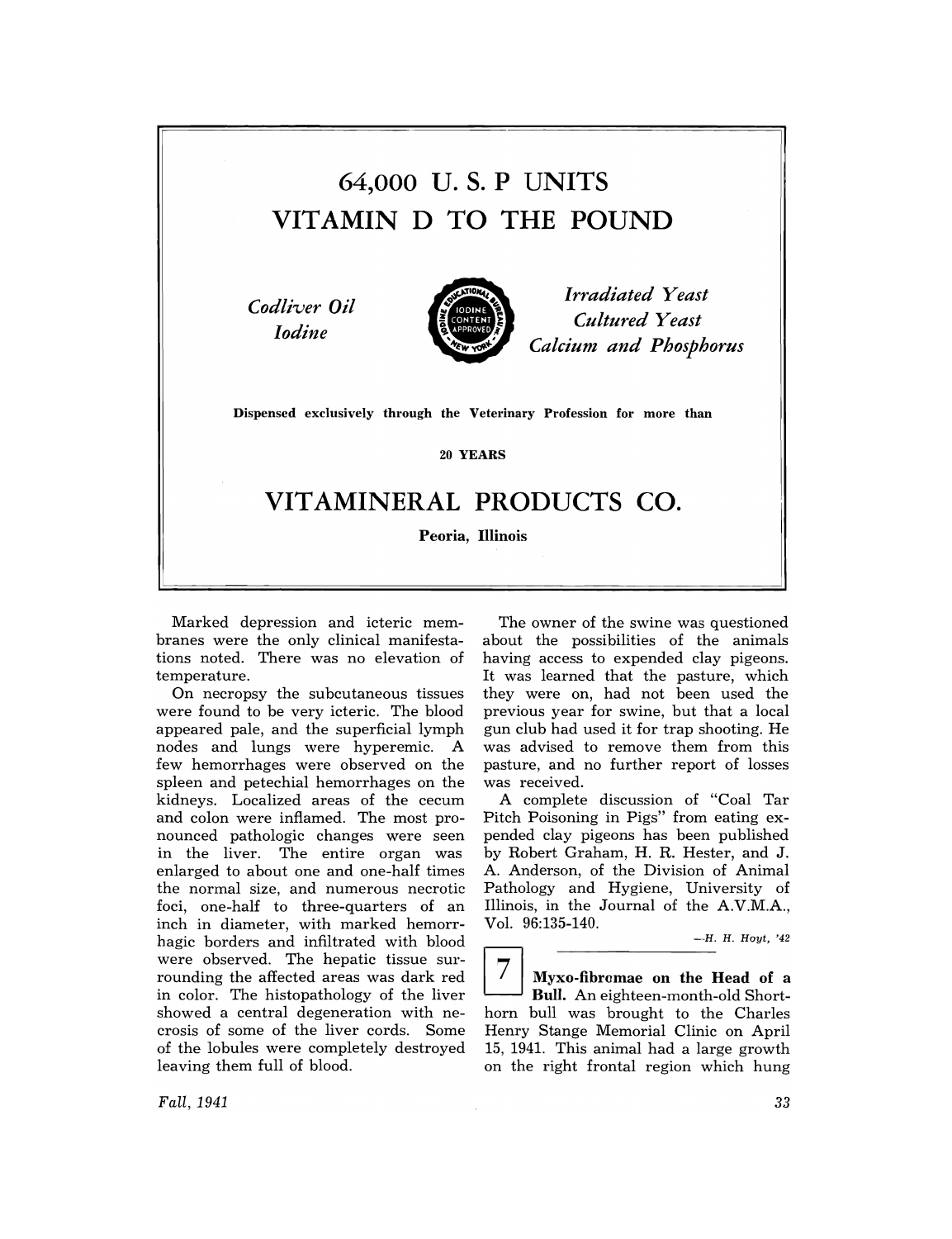# 64,000 U. S. P UNITS
# VITAMIN D TO THE POUND

*Codliver Oil*
*Iodine*

IODINE EDUCATIONAL BUREAU · IODINE CONTENT APPROVED · NEW YORK

*Irradiated Yeast*
*Cultured Yeast*
*Calcium and Phosphorus*

**Dispensed exclusively through the Veterinary Profession for more than**

**20 YEARS**

## VITAMINERAL PRODUCTS CO.

**Peoria, Illinois**

---

Marked depression and icteric membranes were the only clinical manifestations noted. There was no elevation of temperature.

On necropsy the subcutaneous tissues were found to be very icteric. The blood appeared pale, and the superficial lymph nodes and lungs were hyperemic. A few hemorrhages were observed on the spleen and petechial hemorrhages on the kidneys. Localized areas of the cecum and colon were inflamed. The most pronounced pathologic changes were seen in the liver. The entire organ was enlarged to about one and one-half times the normal size, and numerous necrotic foci, one-half to three-quarters of an inch in diameter, with marked hemorrhagic borders and infiltrated with blood were observed. The hepatic tissue surrounding the affected areas was dark red in color. The histopathology of the liver showed a central degeneration with necrosis of some of the liver cords. Some of the lobules were completely destroyed leaving them full of blood.

The owner of the swine was questioned about the possibilities of the animals having access to expended clay pigeons. It was learned that the pasture, which they were on, had not been used the previous year for swine, but that a local gun club had used it for trap shooting. He was advised to remove them from this pasture, and no further report of losses was received.

A complete discussion of "Coal Tar Pitch Poisoning in Pigs" from eating expended clay pigeons has been published by Robert Graham, H. R. Hester, and J. A. Anderson, of the Division of Animal Pathology and Hygiene, University of Illinois, in the Journal of the A.V.M.A., Vol. 96:135-140.

—*H. H. Hoyt, '42*

---

7 **Myxo-fibromae on the Head of a Bull.** An eighteen-month-old Shorthorn bull was brought to the Charles Henry Stange Memorial Clinic on April 15, 1941. This animal had a large growth on the right frontal region which hung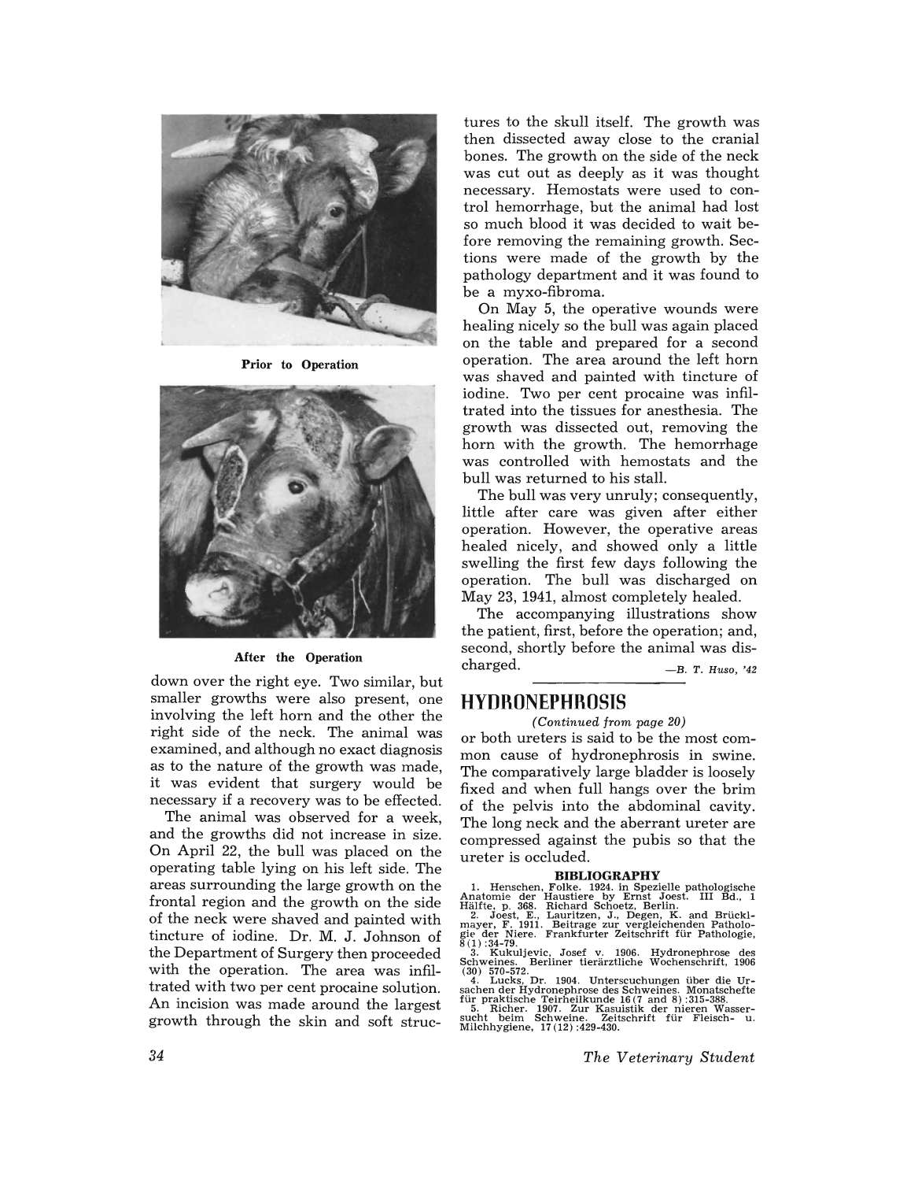Prior to Operation

After the Operation

down over the right eye. Two similar, but smaller growths were also present, one involving the left horn and the other the right side of the neck. The animal was examined, and although no exact diagnosis as to the nature of the growth was made, it was evident that surgery would be necessary if a recovery was to be effected.

The animal was observed for a week, and the growths did not increase in size. On April 22, the bull was placed on the operating table lying on his left side. The areas surrounding the large growth on the frontal region and the growth on the side of the neck were shaved and painted with tincture of iodine. Dr. M. J. Johnson of the Department of Surgery then proceeded with the operation. The area was infiltrated with two per cent procaine solution. An incision was made around the largest growth through the skin and soft structures to the skull itself. The growth was then dissected away close to the cranial bones. The growth on the side of the neck was cut out as deeply as it was thought necessary. Hemostats were used to control hemorrhage, but the animal had lost so much blood it was decided to wait before removing the remaining growth. Sections were made of the growth by the pathology department and it was found to be a myxo-fibroma.

On May 5, the operative wounds were healing nicely so the bull was again placed on the table and prepared for a second operation. The area around the left horn was shaved and painted with tincture of iodine. Two per cent procaine was infiltrated into the tissues for anesthesia. The growth was dissected out, removing the horn with the growth. The hemorrhage was controlled with hemostats and the bull was returned to his stall.

The bull was very unruly; consequently, little after care was given after either operation. However, the operative areas healed nicely, and showed only a little swelling the first few days following the operation. The bull was discharged on May 23, 1941, almost completely healed.

The accompanying illustrations show the patient, first, before the operation; and, second, shortly before the animal was discharged.

—*B. T. Huso, '42*

## HYDRONEPHROSIS

*(Continued from page 20)*

or both ureters is said to be the most common cause of hydronephrosis in swine. The comparatively large bladder is loosely fixed and when full hangs over the brim of the pelvis into the abdominal cavity. The long neck and the aberrant ureter are compressed against the pubis so that the ureter is occluded.

### BIBLIOGRAPHY

1. Henschen, Folke. 1924. in Spezielle pathologische Anatomie der Haustiere by Ernst Joest. III Bd., 1 Hälfte, p. 368. Richard Schoetz, Berlin.
2. Joest, E., Lauritzen, J., Degen, K. and Brücklmayer, F. 1911. Beitrage zur vergleichenden Pathologie der Niere. Frankfurter Zeitschrift für Pathologie, 8(1):34-79.
3. Kukuljevic, Josef v. 1906. Hydronephrose des Schweines. Berliner tierärztliche Wochenschrift, 1906 (30) 570-572.
4. Lucks, Dr. 1904. Untersuchungen über die Ursachen der Hydronephrose des Schweines. Monatschefte für praktische Teirheilkunde 16(7 and 8):315-388.
5. Richer. 1907. Zur Kasuistik der nieren Wassersucht beim Schweine. Zeitschrift für Fleisch- u. Milchhygiene, 17(12):429-430.